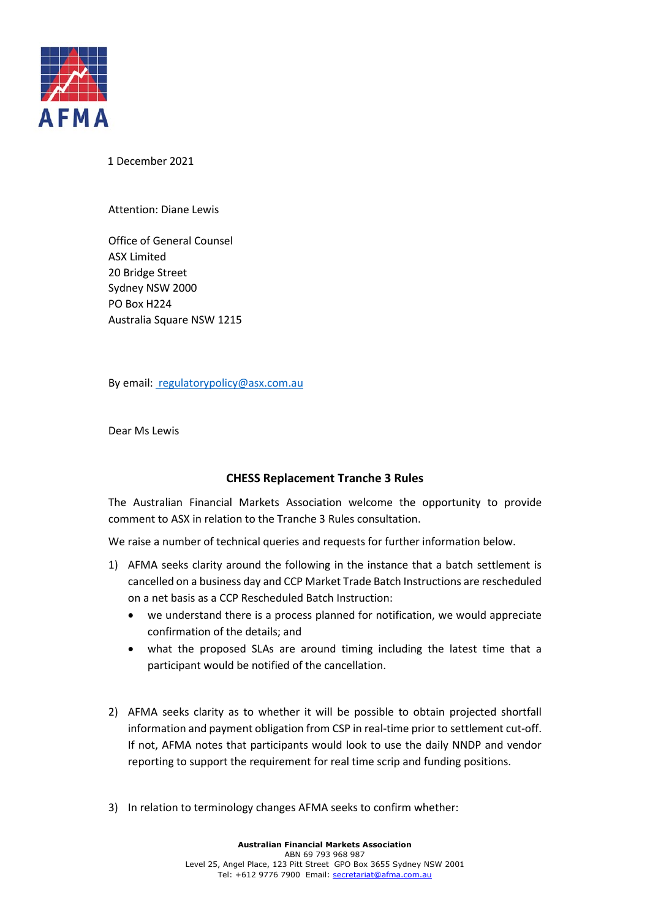1 December 2021

Attention: Diane Lewis

Office of General Counsel
ASX Limited
20 Bridge Street
Sydney NSW 2000
PO Box H224
Australia Square NSW 1215

By email: regulatorypolicy@asx.com.au

Dear Ms Lewis

## CHESS Replacement Tranche 3 Rules

The Australian Financial Markets Association welcome the opportunity to provide comment to ASX in relation to the Tranche 3 Rules consultation.

We raise a number of technical queries and requests for further information below.

1) AFMA seeks clarity around the following in the instance that a batch settlement is cancelled on a business day and CCP Market Trade Batch Instructions are rescheduled on a net basis as a CCP Rescheduled Batch Instruction:
   - we understand there is a process planned for notification, we would appreciate confirmation of the details; and
   - what the proposed SLAs are around timing including the latest time that a participant would be notified of the cancellation.

2) AFMA seeks clarity as to whether it will be possible to obtain projected shortfall information and payment obligation from CSP in real-time prior to settlement cut-off. If not, AFMA notes that participants would look to use the daily NNDP and vendor reporting to support the requirement for real time scrip and funding positions.

3) In relation to terminology changes AFMA seeks to confirm whether: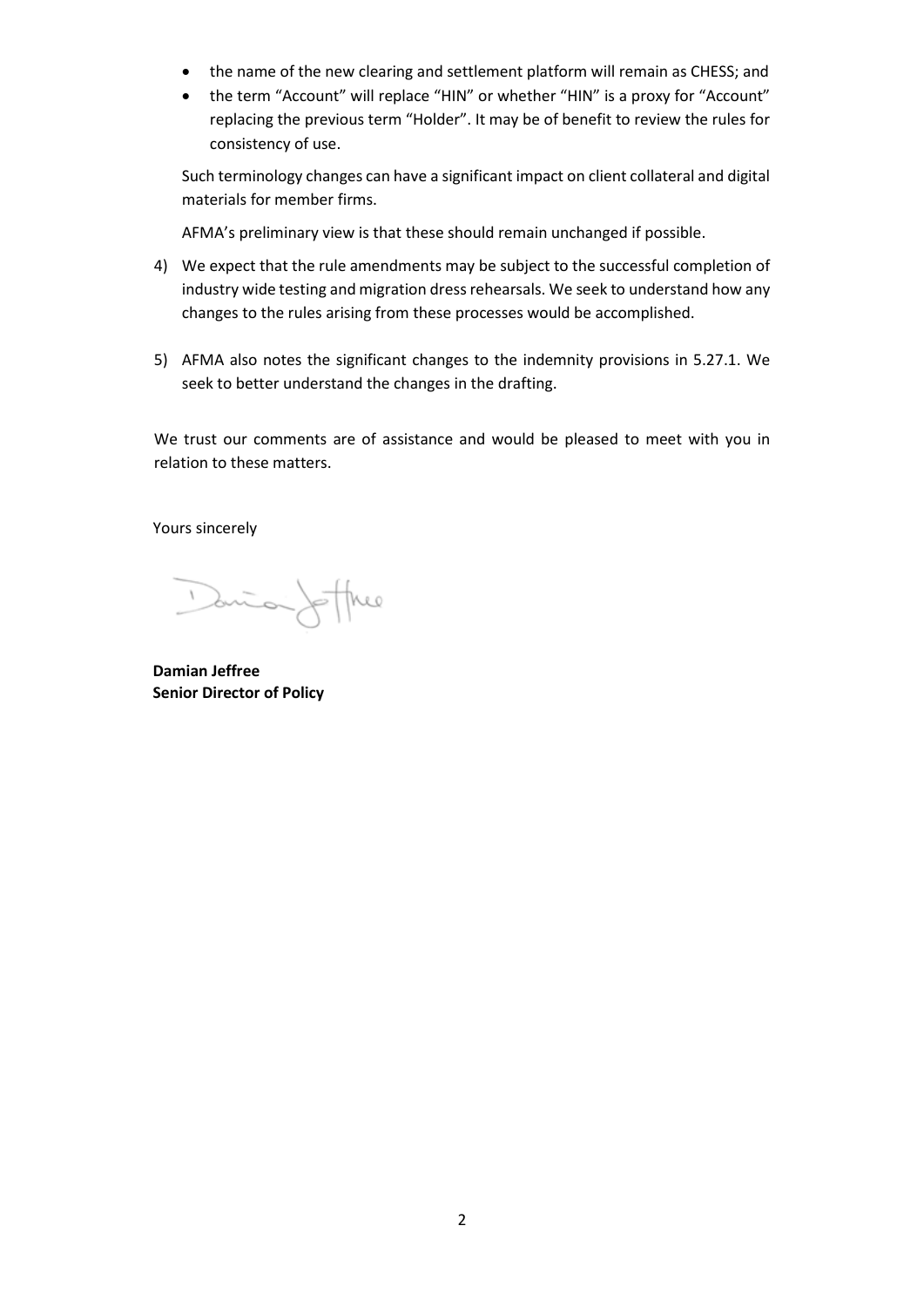- the name of the new clearing and settlement platform will remain as CHESS; and
- the term "Account" will replace "HIN" or whether "HIN" is a proxy for "Account" replacing the previous term "Holder". It may be of benefit to review the rules for consistency of use.

Such terminology changes can have a significant impact on client collateral and digital materials for member firms.

AFMA's preliminary view is that these should remain unchanged if possible.

4) We expect that the rule amendments may be subject to the successful completion of industry wide testing and migration dress rehearsals. We seek to understand how any changes to the rules arising from these processes would be accomplished.

5) AFMA also notes the significant changes to the indemnity provisions in 5.27.1. We seek to better understand the changes in the drafting.

We trust our comments are of assistance and would be pleased to meet with you in relation to these matters.

Yours sincerely

**Damian Jeffree**
**Senior Director of Policy**